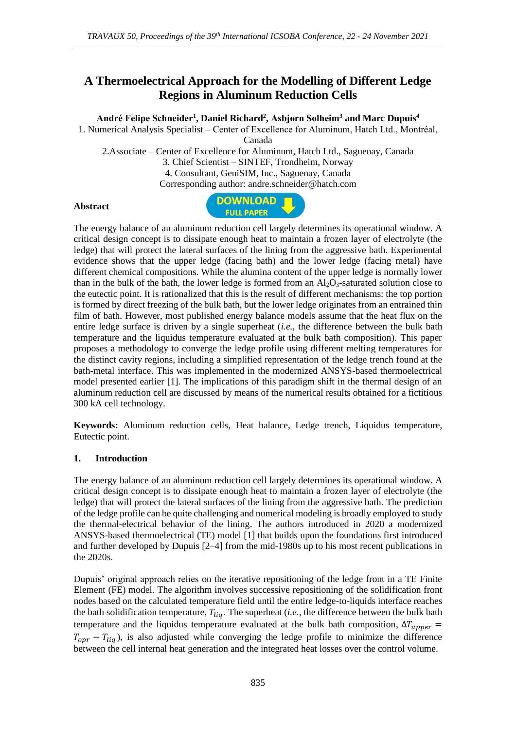# A Thermoelectrical Approach for the Modelling of Different Ledge Regions in Aluminum Reduction Cells

**André Felipe Schneider[1], Daniel Richard[2], Asbjørn Solheim[3] and Marc Dupuis[4]**

1. Numerical Analysis Specialist – Center of Excellence for Aluminum, Hatch Ltd., Montréal, Canada
2. Associate – Center of Excellence for Aluminum, Hatch Ltd., Saguenay, Canada
3. Chief Scientist – SINTEF, Trondheim, Norway
4. Consultant, GeniSIM, Inc., Saguenay, Canada

Corresponding author: andre.schneider@hatch.com

**Abstract**

The energy balance of an aluminum reduction cell largely determines its operational window. A critical design concept is to dissipate enough heat to maintain a frozen layer of electrolyte (the ledge) that will protect the lateral surfaces of the lining from the aggressive bath. Experimental evidence shows that the upper ledge (facing bath) and the lower ledge (facing metal) have different chemical compositions. While the alumina content of the upper ledge is normally lower than in the bulk of the bath, the lower ledge is formed from an $Al_2O_3$-saturated solution close to the eutectic point. It is rationalized that this is the result of different mechanisms: the top portion is formed by direct freezing of the bulk bath, but the lower ledge originates from an entrained thin film of bath. However, most published energy balance models assume that the heat flux on the entire ledge surface is driven by a single superheat (*i.e.*, the difference between the bulk bath temperature and the liquidus temperature evaluated at the bulk bath composition). This paper proposes a methodology to converge the ledge profile using different melting temperatures for the distinct cavity regions, including a simplified representation of the ledge trench found at the bath-metal interface. This was implemented in the modernized ANSYS-based thermoelectrical model presented earlier [1]. The implications of this paradigm shift in the thermal design of an aluminum reduction cell are discussed by means of the numerical results obtained for a fictitious 300 kA cell technology.

**Keywords:** Aluminum reduction cells, Heat balance, Ledge trench, Liquidus temperature, Eutectic point.

## 1. Introduction

The energy balance of an aluminum reduction cell largely determines its operational window. A critical design concept is to dissipate enough heat to maintain a frozen layer of electrolyte (the ledge) that will protect the lateral surfaces of the lining from the aggressive bath. The prediction of the ledge profile can be quite challenging and numerical modeling is broadly employed to study the thermal-electrical behavior of the lining. The authors introduced in 2020 a modernized ANSYS-based thermoelectrical (TE) model [1] that builds upon the foundations first introduced and further developed by Dupuis [2–4] from the mid-1980s up to his most recent publications in the 2020s.

Dupuis' original approach relies on the iterative repositioning of the ledge front in a TE Finite Element (FE) model. The algorithm involves successive repositioning of the solidification front nodes based on the calculated temperature field until the entire ledge-to-liquids interface reaches the bath solidification temperature, $T_{liq}$. The superheat (*i.e.*, the difference between the bulk bath temperature and the liquidus temperature evaluated at the bulk bath composition, $\Delta T_{upper} = T_{opr} - T_{liq}$), is also adjusted while converging the ledge profile to minimize the difference between the cell internal heat generation and the integrated heat losses over the control volume.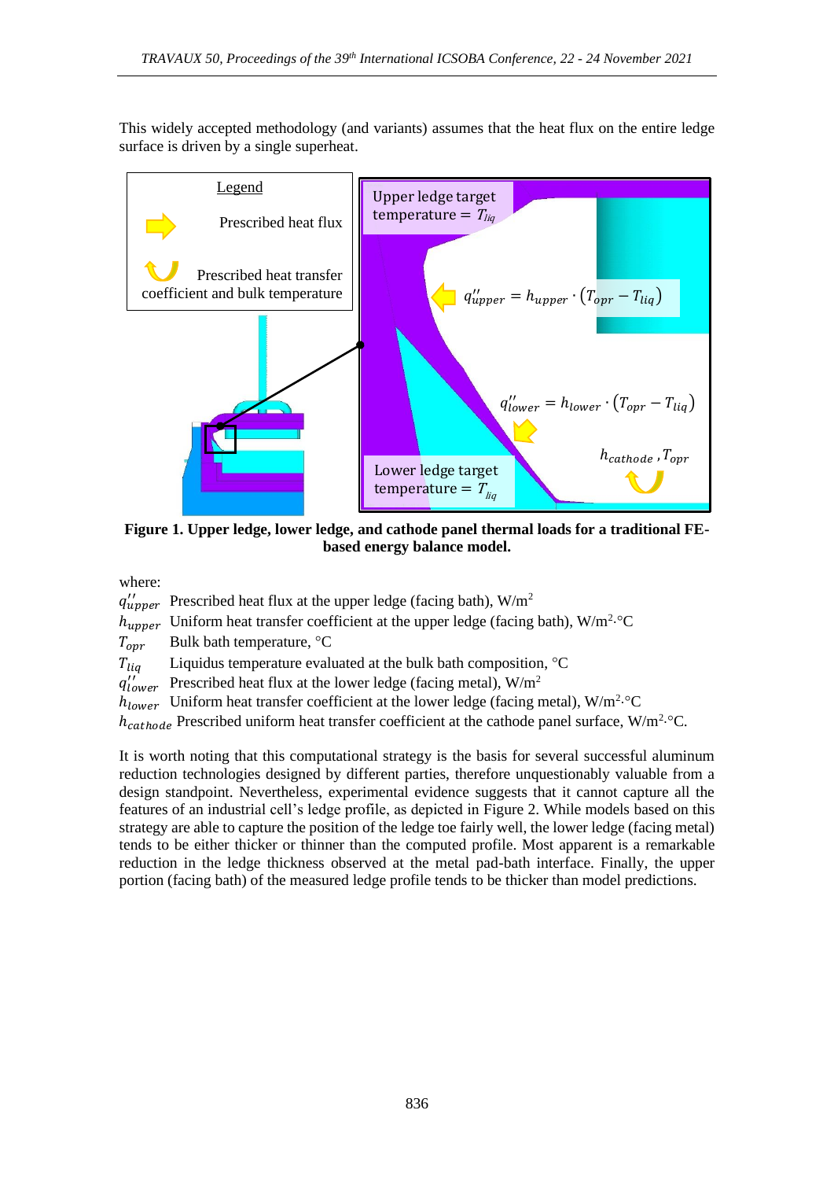This widely accepted methodology (and variants) assumes that the heat flux on the entire ledge surface is driven by a single superheat.

Legend

Prescribed heat flux

Prescribed heat transfer coefficient and bulk temperature

Upper ledge target temperature = $T_{liq}$

$q''_{upper} = h_{upper} \cdot (T_{opr} - T_{liq})$

$q''_{lower} = h_{lower} \cdot (T_{opr} - T_{liq})$

$h_{cathode}$ , $T_{opr}$

Lower ledge target temperature = $T_{liq}$

**Figure 1. Upper ledge, lower ledge, and cathode panel thermal loads for a traditional FE-based energy balance model.**

where:

- $q''_{upper}$ Prescribed heat flux at the upper ledge (facing bath), W/m$^2$
- $h_{upper}$ Uniform heat transfer coefficient at the upper ledge (facing bath), W/m$^2$·°C
- $T_{opr}$ Bulk bath temperature, °C
- $T_{liq}$ Liquidus temperature evaluated at the bulk bath composition, °C
- $q''_{lower}$ Prescribed heat flux at the lower ledge (facing metal), W/m$^2$
- $h_{lower}$ Uniform heat transfer coefficient at the lower ledge (facing metal), W/m$^2$·°C
- $h_{cathode}$ Prescribed uniform heat transfer coefficient at the cathode panel surface, W/m$^2$·°C.

It is worth noting that this computational strategy is the basis for several successful aluminum reduction technologies designed by different parties, therefore unquestionably valuable from a design standpoint. Nevertheless, experimental evidence suggests that it cannot capture all the features of an industrial cell's ledge profile, as depicted in Figure 2. While models based on this strategy are able to capture the position of the ledge toe fairly well, the lower ledge (facing metal) tends to be either thicker or thinner than the computed profile. Most apparent is a remarkable reduction in the ledge thickness observed at the metal pad-bath interface. Finally, the upper portion (facing bath) of the measured ledge profile tends to be thicker than model predictions.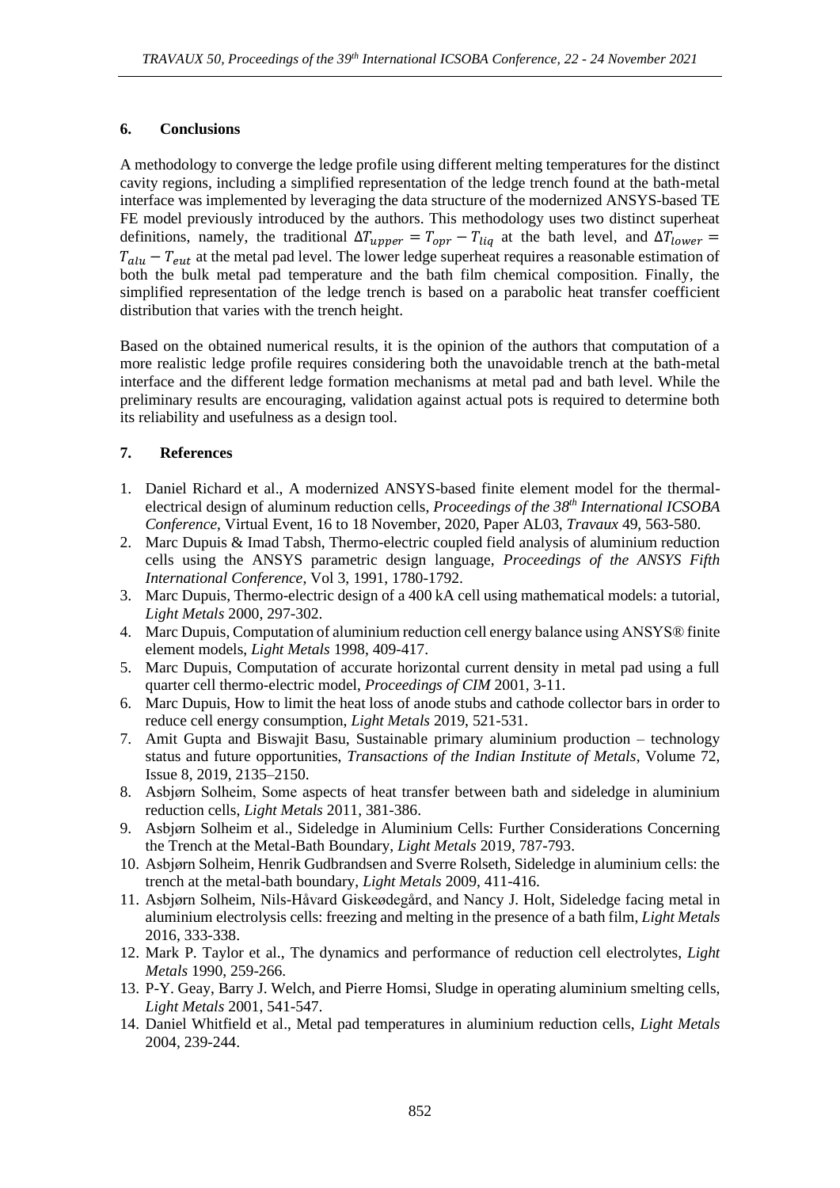## 6. Conclusions

A methodology to converge the ledge profile using different melting temperatures for the distinct cavity regions, including a simplified representation of the ledge trench found at the bath-metal interface was implemented by leveraging the data structure of the modernized ANSYS-based TE FE model previously introduced by the authors. This methodology uses two distinct superheat definitions, namely, the traditional $\Delta T_{upper} = T_{opr} - T_{liq}$ at the bath level, and $\Delta T_{lower} = T_{alu} - T_{eut}$ at the metal pad level. The lower ledge superheat requires a reasonable estimation of both the bulk metal pad temperature and the bath film chemical composition. Finally, the simplified representation of the ledge trench is based on a parabolic heat transfer coefficient distribution that varies with the trench height.

Based on the obtained numerical results, it is the opinion of the authors that computation of a more realistic ledge profile requires considering both the unavoidable trench at the bath-metal interface and the different ledge formation mechanisms at metal pad and bath level. While the preliminary results are encouraging, validation against actual pots is required to determine both its reliability and usefulness as a design tool.

## 7. References

1. Daniel Richard et al., A modernized ANSYS-based finite element model for the thermal-electrical design of aluminum reduction cells, *Proceedings of the 38th International ICSOBA Conference*, Virtual Event, 16 to 18 November, 2020, Paper AL03, *Travaux* 49, 563-580.
2. Marc Dupuis & Imad Tabsh, Thermo-electric coupled field analysis of aluminium reduction cells using the ANSYS parametric design language, *Proceedings of the ANSYS Fifth International Conference*, Vol 3, 1991, 1780-1792.
3. Marc Dupuis, Thermo-electric design of a 400 kA cell using mathematical models: a tutorial, *Light Metals* 2000, 297-302.
4. Marc Dupuis, Computation of aluminium reduction cell energy balance using ANSYS® finite element models, *Light Metals* 1998, 409-417.
5. Marc Dupuis, Computation of accurate horizontal current density in metal pad using a full quarter cell thermo-electric model, *Proceedings of CIM* 2001, 3-11.
6. Marc Dupuis, How to limit the heat loss of anode stubs and cathode collector bars in order to reduce cell energy consumption, *Light Metals* 2019, 521-531.
7. Amit Gupta and Biswajit Basu, Sustainable primary aluminium production – technology status and future opportunities, *Transactions of the Indian Institute of Metals*, Volume 72, Issue 8, 2019, 2135–2150.
8. Asbjørn Solheim, Some aspects of heat transfer between bath and sideledge in aluminium reduction cells, *Light Metals* 2011, 381-386.
9. Asbjørn Solheim et al., Sideledge in Aluminium Cells: Further Considerations Concerning the Trench at the Metal-Bath Boundary, *Light Metals* 2019, 787-793.
10. Asbjørn Solheim, Henrik Gudbrandsen and Sverre Rolseth, Sideledge in aluminium cells: the trench at the metal-bath boundary, *Light Metals* 2009, 411-416.
11. Asbjørn Solheim, Nils-Håvard Giskeødegård, and Nancy J. Holt, Sideledge facing metal in aluminium electrolysis cells: freezing and melting in the presence of a bath film, *Light Metals* 2016, 333-338.
12. Mark P. Taylor et al., The dynamics and performance of reduction cell electrolytes, *Light Metals* 1990, 259-266.
13. P-Y. Geay, Barry J. Welch, and Pierre Homsi, Sludge in operating aluminium smelting cells, *Light Metals* 2001, 541-547.
14. Daniel Whitfield et al., Metal pad temperatures in aluminium reduction cells, *Light Metals* 2004, 239-244.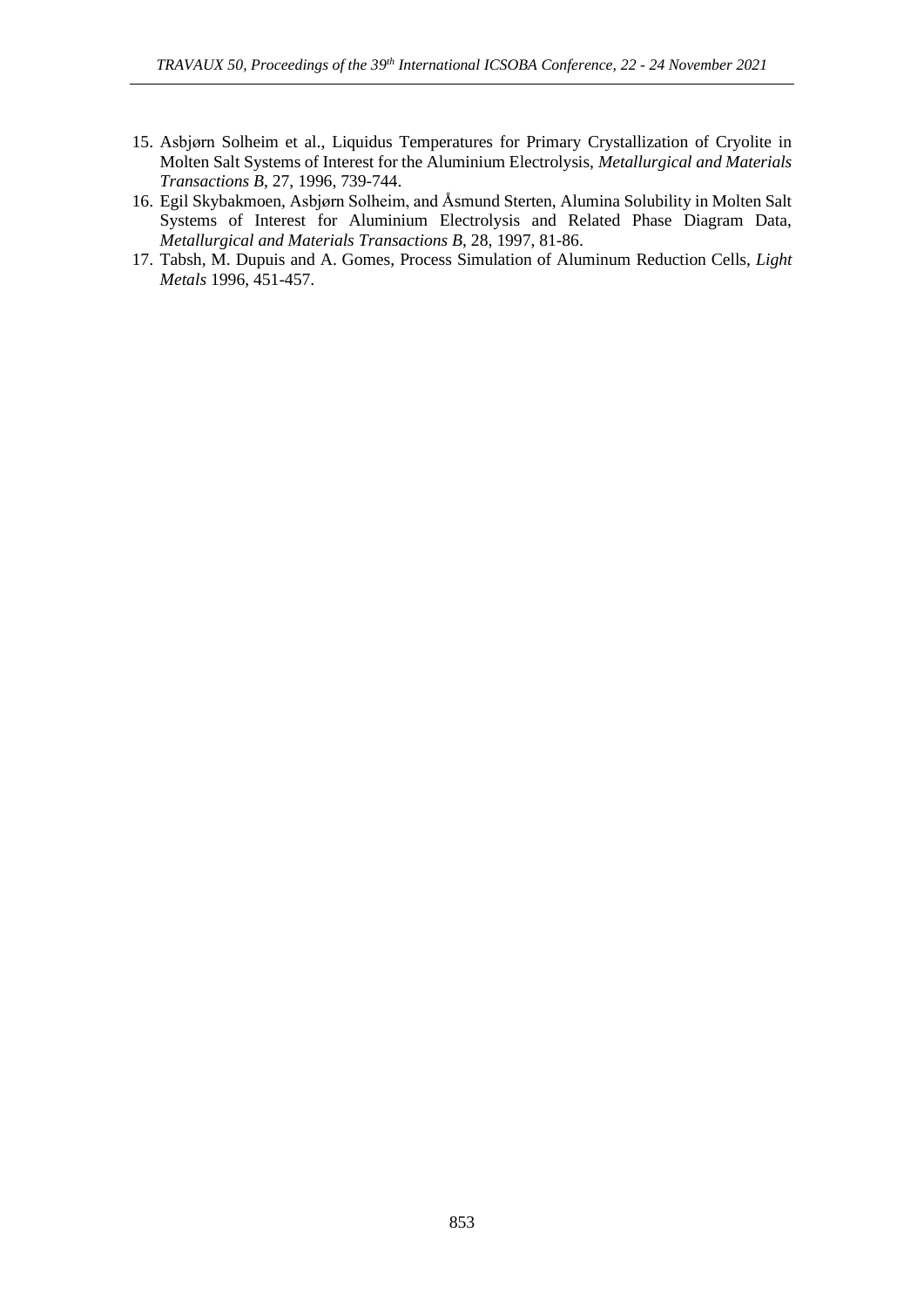15. Asbjørn Solheim et al., Liquidus Temperatures for Primary Crystallization of Cryolite in Molten Salt Systems of Interest for the Aluminium Electrolysis, *Metallurgical and Materials Transactions B*, 27, 1996, 739-744.
16. Egil Skybakmoen, Asbjørn Solheim, and Åsmund Sterten, Alumina Solubility in Molten Salt Systems of Interest for Aluminium Electrolysis and Related Phase Diagram Data, *Metallurgical and Materials Transactions B*, 28, 1997, 81-86.
17. Tabsh, M. Dupuis and A. Gomes, Process Simulation of Aluminum Reduction Cells, *Light Metals* 1996, 451-457.